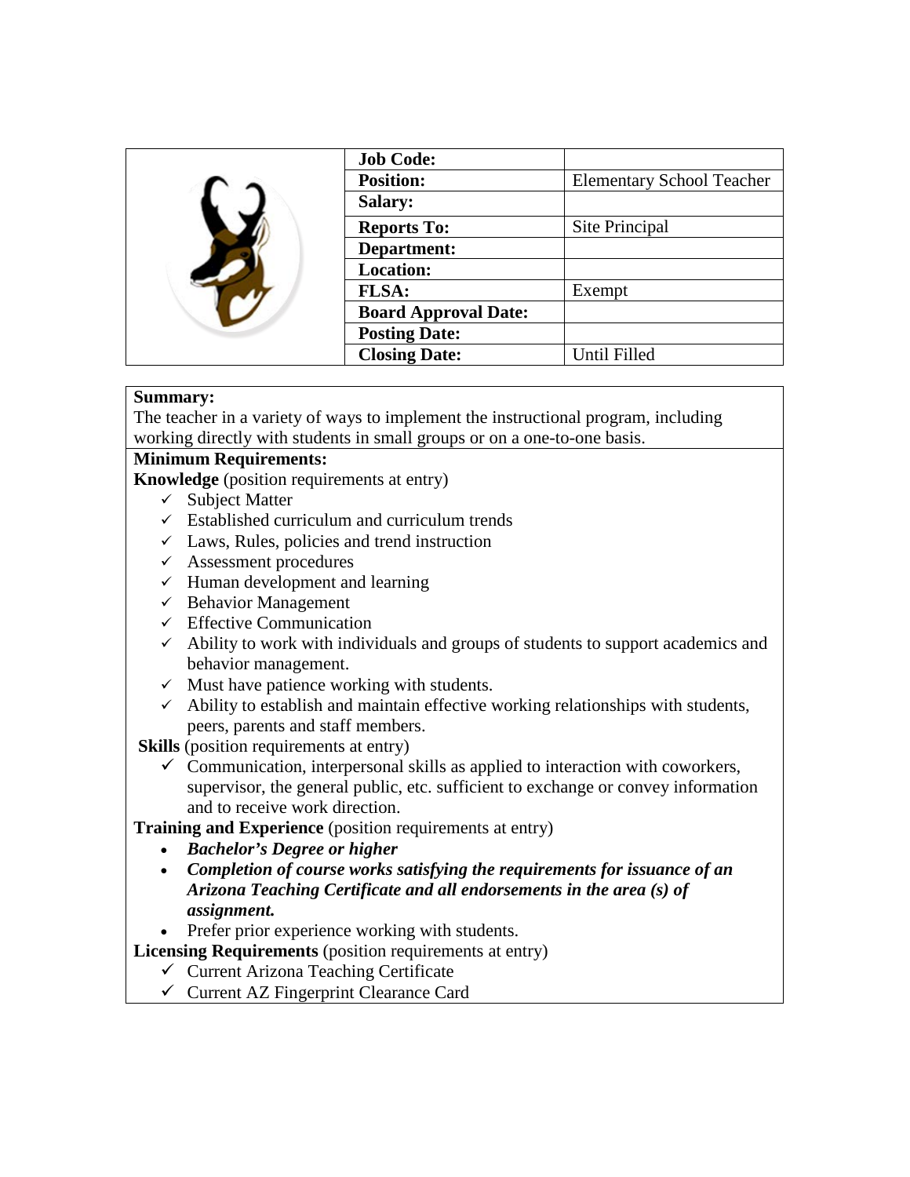| Job Code: | |
|---|---|
| Position: | Elementary School Teacher |
| Salary: | |
| Reports To: | Site Principal |
| Department: | |
| Location: | |
| FLSA: | Exempt |
| Board Approval Date: | |
| Posting Date: | |
| Closing Date: | Until Filled |

**Summary:**

The teacher in a variety of ways to implement the instructional program, including working directly with students in small groups or on a one-to-one basis.

**Minimum Requirements:**

**Knowledge** (position requirements at entry)

- ✓ Subject Matter
- ✓ Established curriculum and curriculum trends
- ✓ Laws, Rules, policies and trend instruction
- ✓ Assessment procedures
- ✓ Human development and learning
- ✓ Behavior Management
- ✓ Effective Communication
- ✓ Ability to work with individuals and groups of students to support academics and behavior management.
- ✓ Must have patience working with students.
- ✓ Ability to establish and maintain effective working relationships with students, peers, parents and staff members.

**Skills** (position requirements at entry)

- ✓ Communication, interpersonal skills as applied to interaction with coworkers, supervisor, the general public, etc. sufficient to exchange or convey information and to receive work direction.

**Training and Experience** (position requirements at entry)

- ***Bachelor's Degree or higher***
- ***Completion of course works satisfying the requirements for issuance of an Arizona Teaching Certificate and all endorsements in the area (s) of assignment.***
- Prefer prior experience working with students.

**Licensing Requirements** (position requirements at entry)

- ✓ Current Arizona Teaching Certificate
- ✓ Current AZ Fingerprint Clearance Card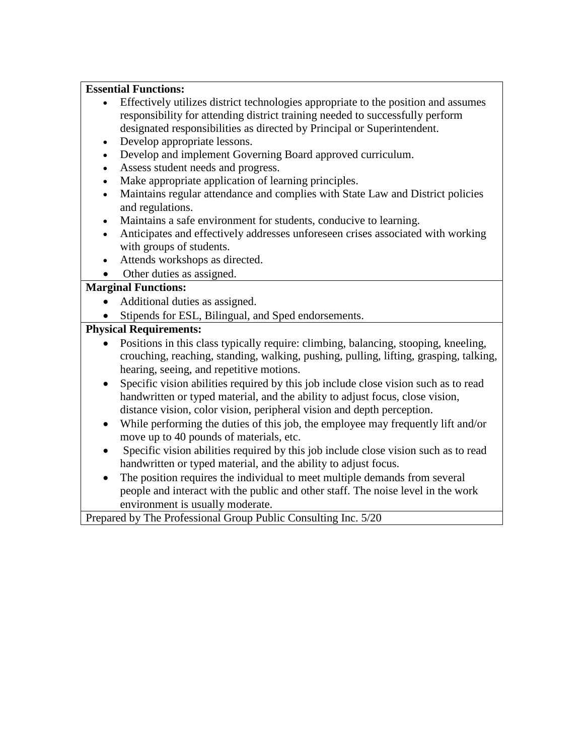**Essential Functions:**

- Effectively utilizes district technologies appropriate to the position and assumes responsibility for attending district training needed to successfully perform designated responsibilities as directed by Principal or Superintendent.
- Develop appropriate lessons.
- Develop and implement Governing Board approved curriculum.
- Assess student needs and progress.
- Make appropriate application of learning principles.
- Maintains regular attendance and complies with State Law and District policies and regulations.
- Maintains a safe environment for students, conducive to learning.
- Anticipates and effectively addresses unforeseen crises associated with working with groups of students.
- Attends workshops as directed.
- Other duties as assigned.

**Marginal Functions:**

- Additional duties as assigned.
- Stipends for ESL, Bilingual, and Sped endorsements.

**Physical Requirements:**

- Positions in this class typically require: climbing, balancing, stooping, kneeling, crouching, reaching, standing, walking, pushing, pulling, lifting, grasping, talking, hearing, seeing, and repetitive motions.
- Specific vision abilities required by this job include close vision such as to read handwritten or typed material, and the ability to adjust focus, close vision, distance vision, color vision, peripheral vision and depth perception.
- While performing the duties of this job, the employee may frequently lift and/or move up to 40 pounds of materials, etc.
- Specific vision abilities required by this job include close vision such as to read handwritten or typed material, and the ability to adjust focus.
- The position requires the individual to meet multiple demands from several people and interact with the public and other staff. The noise level in the work environment is usually moderate.

Prepared by The Professional Group Public Consulting Inc. 5/20